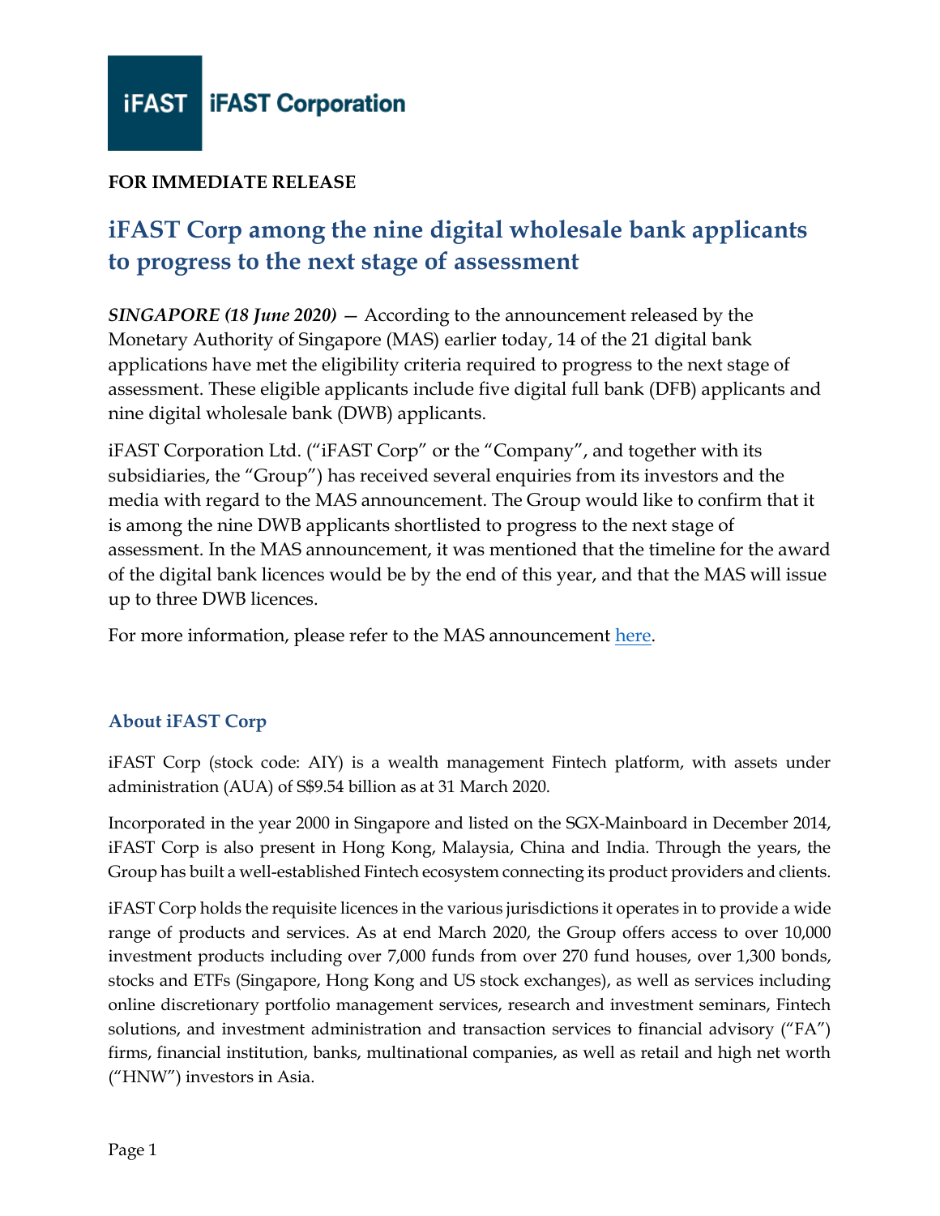**iFAST Corporation**

**FOR IMMEDIATE RELEASE**

# iFAST Corp among the nine digital wholesale bank applicants to progress to the next stage of assessment

***SINGAPORE (18 June 2020)*** — According to the announcement released by the Monetary Authority of Singapore (MAS) earlier today, 14 of the 21 digital bank applications have met the eligibility criteria required to progress to the next stage of assessment. These eligible applicants include five digital full bank (DFB) applicants and nine digital wholesale bank (DWB) applicants.

iFAST Corporation Ltd. ("iFAST Corp" or the "Company", and together with its subsidiaries, the "Group") has received several enquiries from its investors and the media with regard to the MAS announcement. The Group would like to confirm that it is among the nine DWB applicants shortlisted to progress to the next stage of assessment. In the MAS announcement, it was mentioned that the timeline for the award of the digital bank licences would be by the end of this year, and that the MAS will issue up to three DWB licences.

For more information, please refer to the MAS announcement here.

## About iFAST Corp

iFAST Corp (stock code: AIY) is a wealth management Fintech platform, with assets under administration (AUA) of S$9.54 billion as at 31 March 2020.

Incorporated in the year 2000 in Singapore and listed on the SGX-Mainboard in December 2014, iFAST Corp is also present in Hong Kong, Malaysia, China and India. Through the years, the Group has built a well-established Fintech ecosystem connecting its product providers and clients.

iFAST Corp holds the requisite licences in the various jurisdictions it operates in to provide a wide range of products and services. As at end March 2020, the Group offers access to over 10,000 investment products including over 7,000 funds from over 270 fund houses, over 1,300 bonds, stocks and ETFs (Singapore, Hong Kong and US stock exchanges), as well as services including online discretionary portfolio management services, research and investment seminars, Fintech solutions, and investment administration and transaction services to financial advisory ("FA") firms, financial institution, banks, multinational companies, as well as retail and high net worth ("HNW") investors in Asia.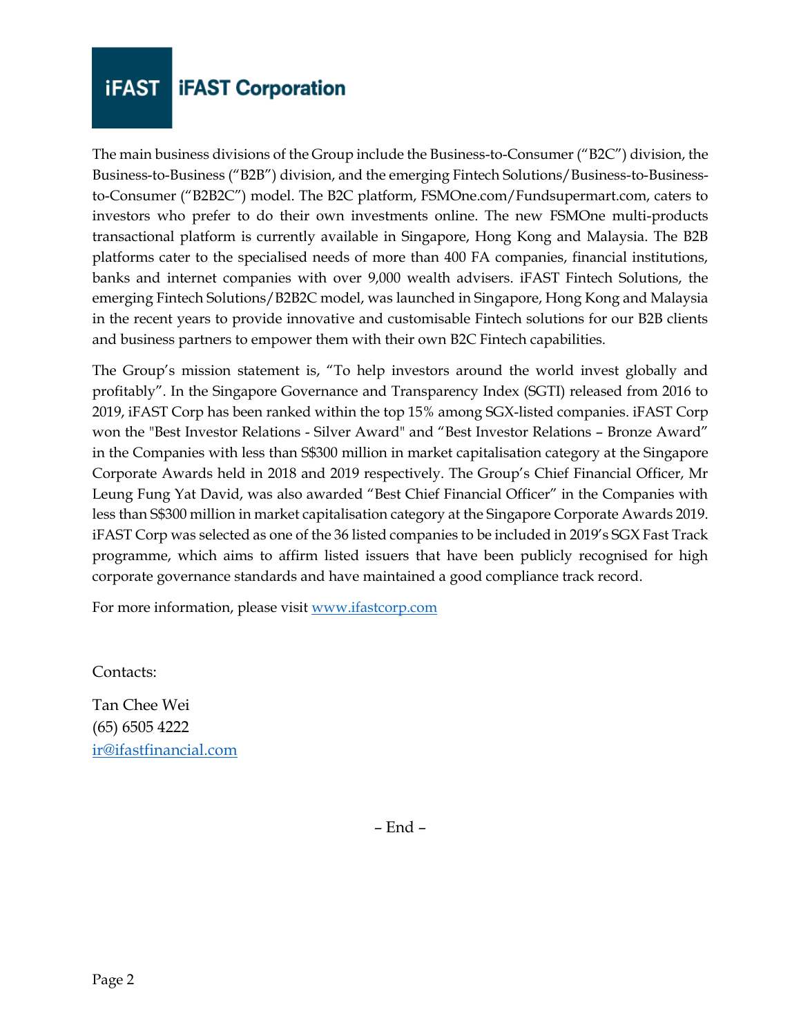The main business divisions of the Group include the Business-to-Consumer ("B2C") division, the Business-to-Business ("B2B") division, and the emerging Fintech Solutions/Business-to-Business-to-Consumer ("B2B2C") model. The B2C platform, FSMOne.com/Fundsupermart.com, caters to investors who prefer to do their own investments online. The new FSMOne multi-products transactional platform is currently available in Singapore, Hong Kong and Malaysia. The B2B platforms cater to the specialised needs of more than 400 FA companies, financial institutions, banks and internet companies with over 9,000 wealth advisers. iFAST Fintech Solutions, the emerging Fintech Solutions/B2B2C model, was launched in Singapore, Hong Kong and Malaysia in the recent years to provide innovative and customisable Fintech solutions for our B2B clients and business partners to empower them with their own B2C Fintech capabilities.

The Group's mission statement is, "To help investors around the world invest globally and profitably". In the Singapore Governance and Transparency Index (SGTI) released from 2016 to 2019, iFAST Corp has been ranked within the top 15% among SGX-listed companies. iFAST Corp won the "Best Investor Relations - Silver Award" and "Best Investor Relations – Bronze Award" in the Companies with less than S$300 million in market capitalisation category at the Singapore Corporate Awards held in 2018 and 2019 respectively. The Group's Chief Financial Officer, Mr Leung Fung Yat David, was also awarded "Best Chief Financial Officer" in the Companies with less than S$300 million in market capitalisation category at the Singapore Corporate Awards 2019. iFAST Corp was selected as one of the 36 listed companies to be included in 2019's SGX Fast Track programme, which aims to affirm listed issuers that have been publicly recognised for high corporate governance standards and have maintained a good compliance track record.

For more information, please visit [www.ifastcorp.com](http://www.ifastcorp.com)

Contacts:

Tan Chee Wei
(65) 6505 4222
[ir@ifastfinancial.com](mailto:ir@ifastfinancial.com)

– End –